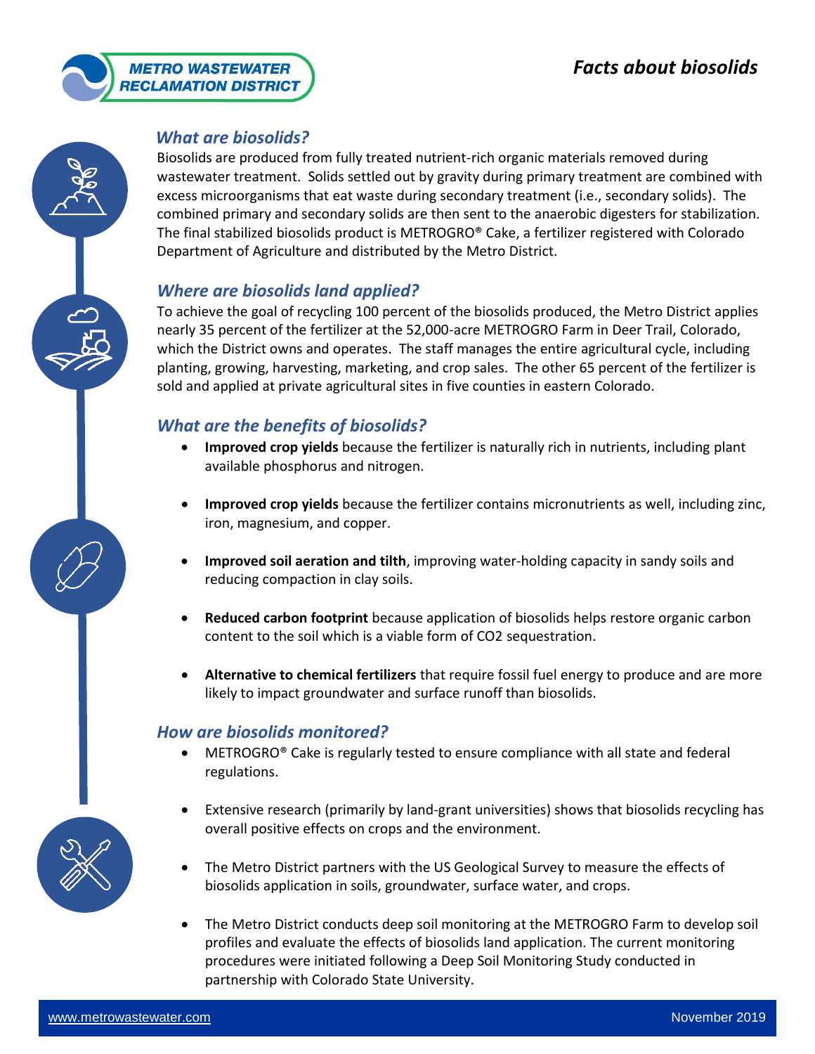**METRO WASTEWATER RECLAMATION DISTRICT**

# *Facts about biosolids*

## *What are biosolids?*

Biosolids are produced from fully treated nutrient-rich organic materials removed during wastewater treatment. Solids settled out by gravity during primary treatment are combined with excess microorganisms that eat waste during secondary treatment (i.e., secondary solids). The combined primary and secondary solids are then sent to the anaerobic digesters for stabilization. The final stabilized biosolids product is METROGRO® Cake, a fertilizer registered with Colorado Department of Agriculture and distributed by the Metro District.

## *Where are biosolids land applied?*

To achieve the goal of recycling 100 percent of the biosolids produced, the Metro District applies nearly 35 percent of the fertilizer at the 52,000-acre METROGRO Farm in Deer Trail, Colorado, which the District owns and operates. The staff manages the entire agricultural cycle, including planting, growing, harvesting, marketing, and crop sales. The other 65 percent of the fertilizer is sold and applied at private agricultural sites in five counties in eastern Colorado.

## *What are the benefits of biosolids?*

- **Improved crop yields** because the fertilizer is naturally rich in nutrients, including plant available phosphorus and nitrogen.
- **Improved crop yields** because the fertilizer contains micronutrients as well, including zinc, iron, magnesium, and copper.
- **Improved soil aeration and tilth**, improving water-holding capacity in sandy soils and reducing compaction in clay soils.
- **Reduced carbon footprint** because application of biosolids helps restore organic carbon content to the soil which is a viable form of $CO_2$ sequestration.
- **Alternative to chemical fertilizers** that require fossil fuel energy to produce and are more likely to impact groundwater and surface runoff than biosolids.

## *How are biosolids monitored?*

- METROGRO® Cake is regularly tested to ensure compliance with all state and federal regulations.
- Extensive research (primarily by land-grant universities) shows that biosolids recycling has overall positive effects on crops and the environment.
- The Metro District partners with the US Geological Survey to measure the effects of biosolids application in soils, groundwater, surface water, and crops.
- The Metro District conducts deep soil monitoring at the METROGRO Farm to develop soil profiles and evaluate the effects of biosolids land application. The current monitoring procedures were initiated following a Deep Soil Monitoring Study conducted in partnership with Colorado State University.

www.metrowastewater.com November 2019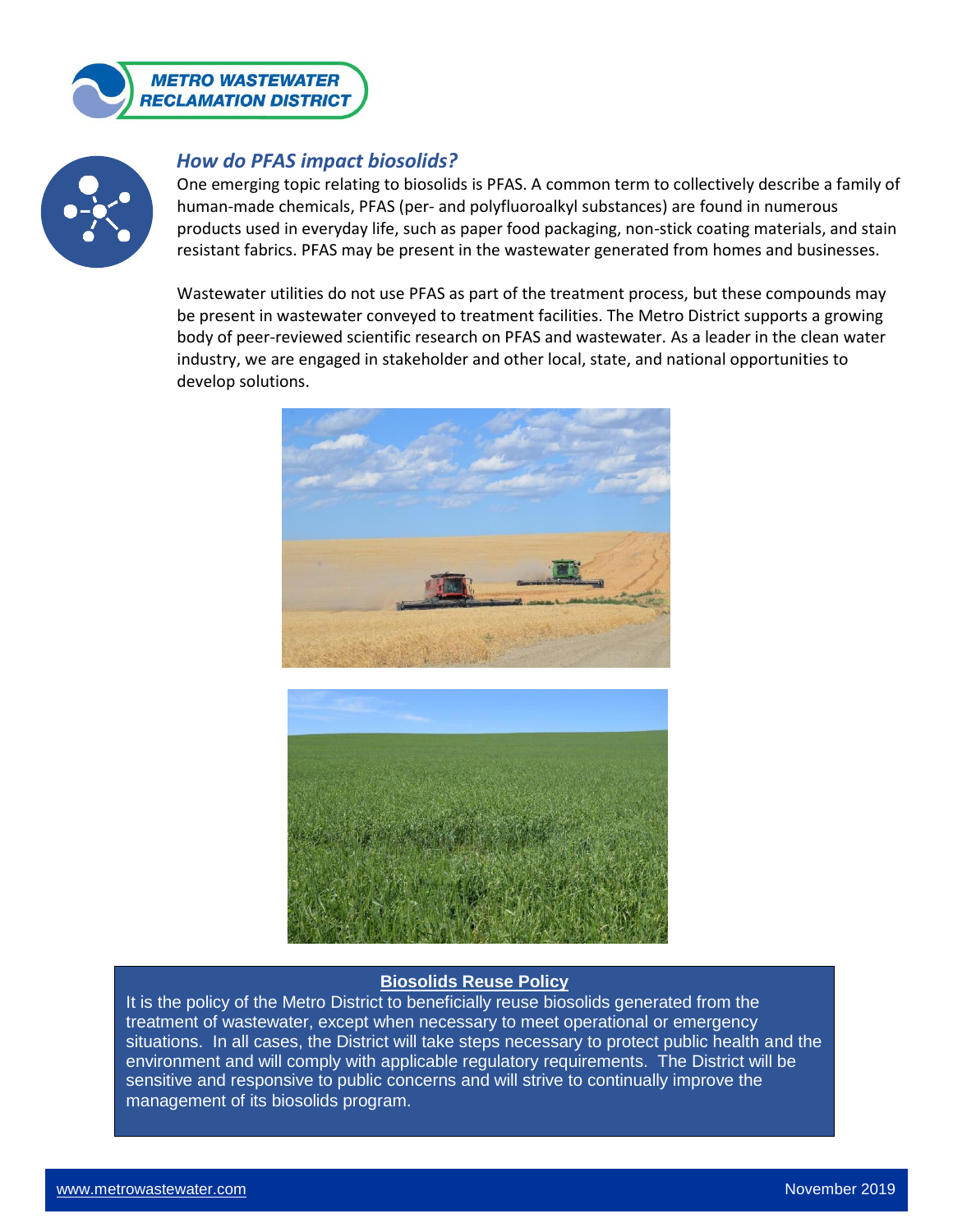### *How do PFAS impact biosolids?*

One emerging topic relating to biosolids is PFAS. A common term to collectively describe a family of human-made chemicals, PFAS (per- and polyfluoroalkyl substances) are found in numerous products used in everyday life, such as paper food packaging, non-stick coating materials, and stain resistant fabrics. PFAS may be present in the wastewater generated from homes and businesses.

Wastewater utilities do not use PFAS as part of the treatment process, but these compounds may be present in wastewater conveyed to treatment facilities. The Metro District supports a growing body of peer-reviewed scientific research on PFAS and wastewater. As a leader in the clean water industry, we are engaged in stakeholder and other local, state, and national opportunities to develop solutions.

**Biosolids Reuse Policy**

It is the policy of the Metro District to beneficially reuse biosolids generated from the treatment of wastewater, except when necessary to meet operational or emergency situations. In all cases, the District will take steps necessary to protect public health and the environment and will comply with applicable regulatory requirements. The District will be sensitive and responsive to public concerns and will strive to continually improve the management of its biosolids program.